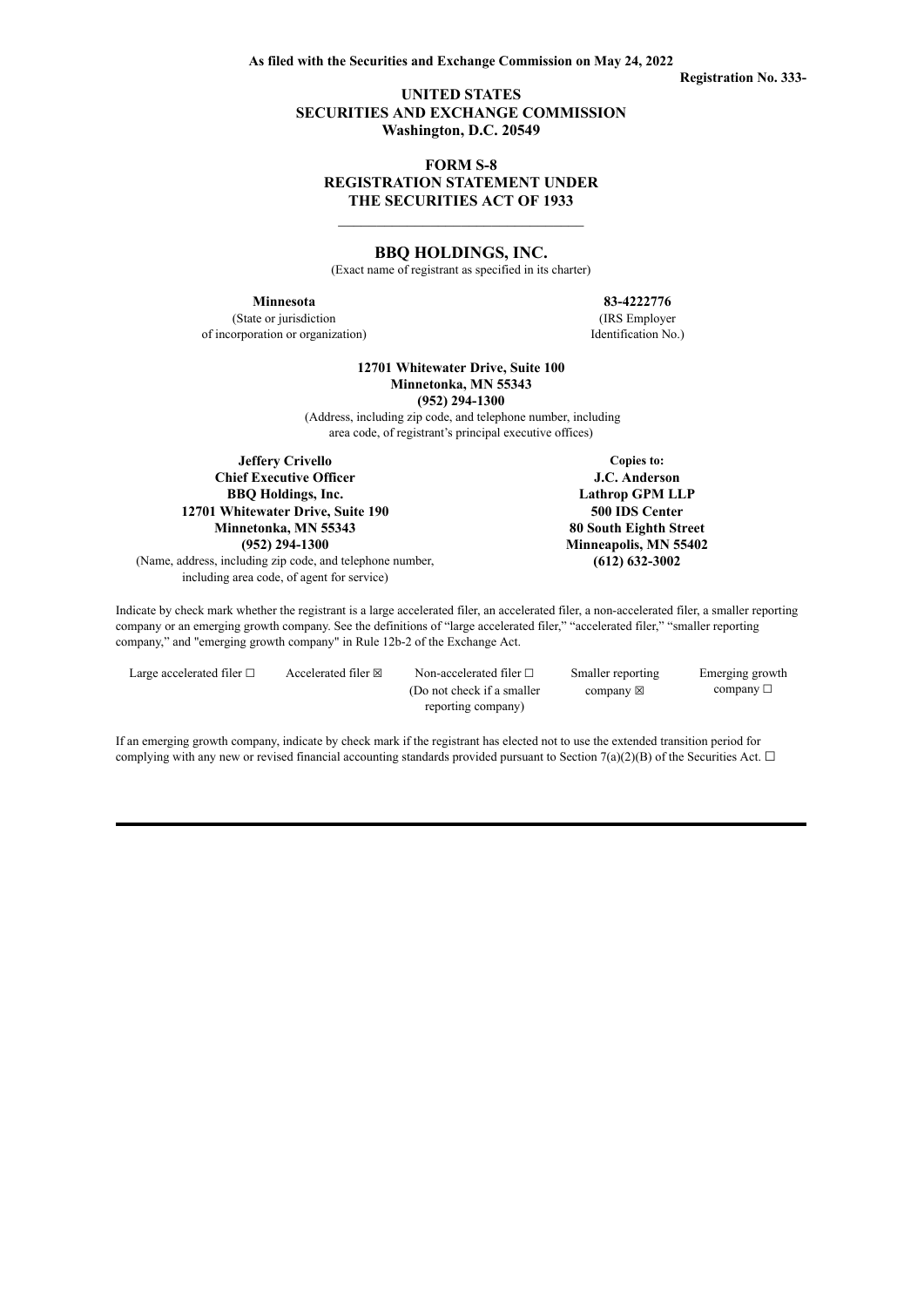**As filed with the Securities and Exchange Commission on May 24, 2022**

**Registration No. 333-**

**UNITED STATES**
**SECURITIES AND EXCHANGE COMMISSION**
**Washington, D.C. 20549**

**FORM S-8**
**REGISTRATION STATEMENT UNDER**
**THE SECURITIES ACT OF 1933**

---

# BBQ HOLDINGS, INC.

(Exact name of registrant as specified in its charter)

| **Minnesota** | **83-4222776** |
|---|---|
| (State or jurisdiction of incorporation or organization) | (IRS Employer Identification No.) |

**12701 Whitewater Drive, Suite 100**
**Minnetonka, MN 55343**
**(952) 294-1300**
(Address, including zip code, and telephone number, including area code, of registrant's principal executive offices)

**Jeffery Crivello**
**Chief Executive Officer**
**BBQ Holdings, Inc.**
**12701 Whitewater Drive, Suite 190**
**Minnetonka, MN 55343**
**(952) 294-1300**
(Name, address, including zip code, and telephone number, including area code, of agent for service)

**Copies to:**
**J.C. Anderson**
**Lathrop GPM LLP**
**500 IDS Center**
**80 South Eighth Street**
**Minneapolis, MN 55402**
**(612) 632-3002**

Indicate by check mark whether the registrant is a large accelerated filer, an accelerated filer, a non-accelerated filer, a smaller reporting company or an emerging growth company. See the definitions of "large accelerated filer," "accelerated filer," "smaller reporting company," and "emerging growth company" in Rule 12b-2 of the Exchange Act.

| Large accelerated filer ☐ | Accelerated filer ☒ | Non-accelerated filer ☐ (Do not check if a smaller reporting company) | Smaller reporting company ☒ | Emerging growth company ☐ |
|---|---|---|---|---|

If an emerging growth company, indicate by check mark if the registrant has elected not to use the extended transition period for complying with any new or revised financial accounting standards provided pursuant to Section 7(a)(2)(B) of the Securities Act. ☐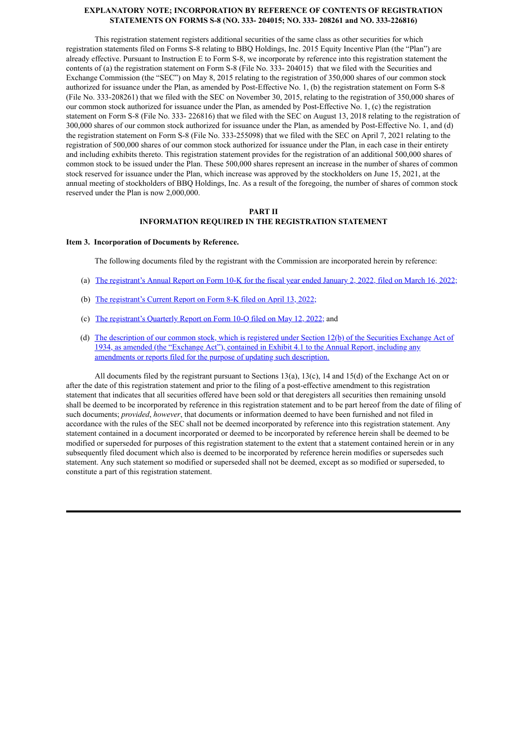**EXPLANATORY NOTE; INCORPORATION BY REFERENCE OF CONTENTS OF REGISTRATION STATEMENTS ON FORMS S-8 (NO. 333- 204015; NO. 333- 208261 and NO. 333-226816)**

This registration statement registers additional securities of the same class as other securities for which registration statements filed on Forms S-8 relating to BBQ Holdings, Inc. 2015 Equity Incentive Plan (the "Plan") are already effective. Pursuant to Instruction E to Form S-8, we incorporate by reference into this registration statement the contents of (a) the registration statement on Form S-8 (File No. 333- 204015) that we filed with the Securities and Exchange Commission (the "SEC") on May 8, 2015 relating to the registration of 350,000 shares of our common stock authorized for issuance under the Plan, as amended by Post-Effective No. 1, (b) the registration statement on Form S-8 (File No. 333-208261) that we filed with the SEC on November 30, 2015, relating to the registration of 350,000 shares of our common stock authorized for issuance under the Plan, as amended by Post-Effective No. 1, (c) the registration statement on Form S-8 (File No. 333- 226816) that we filed with the SEC on August 13, 2018 relating to the registration of 300,000 shares of our common stock authorized for issuance under the Plan, as amended by Post-Effective No. 1, and (d) the registration statement on Form S-8 (File No. 333-255098) that we filed with the SEC on April 7, 2021 relating to the registration of 500,000 shares of our common stock authorized for issuance under the Plan, in each case in their entirety and including exhibits thereto. This registration statement provides for the registration of an additional 500,000 shares of common stock to be issued under the Plan. These 500,000 shares represent an increase in the number of shares of common stock reserved for issuance under the Plan, which increase was approved by the stockholders on June 15, 2021, at the annual meeting of stockholders of BBQ Holdings, Inc. As a result of the foregoing, the number of shares of common stock reserved under the Plan is now 2,000,000.

## PART II
## INFORMATION REQUIRED IN THE REGISTRATION STATEMENT

### Item 3. Incorporation of Documents by Reference.

The following documents filed by the registrant with the Commission are incorporated herein by reference:

(a) The registrant's Annual Report on Form 10-K for the fiscal year ended January 2, 2022, filed on March 16, 2022;

(b) The registrant's Current Report on Form 8-K filed on April 13, 2022;

(c) The registrant's Quarterly Report on Form 10-Q filed on May 12, 2022; and

(d) The description of our common stock, which is registered under Section 12(b) of the Securities Exchange Act of 1934, as amended (the "Exchange Act"), contained in Exhibit 4.1 to the Annual Report, including any amendments or reports filed for the purpose of updating such description.

All documents filed by the registrant pursuant to Sections 13(a), 13(c), 14 and 15(d) of the Exchange Act on or after the date of this registration statement and prior to the filing of a post-effective amendment to this registration statement that indicates that all securities offered have been sold or that deregisters all securities then remaining unsold shall be deemed to be incorporated by reference in this registration statement and to be part hereof from the date of filing of such documents; *provided*, *however*, that documents or information deemed to have been furnished and not filed in accordance with the rules of the SEC shall not be deemed incorporated by reference into this registration statement. Any statement contained in a document incorporated or deemed to be incorporated by reference herein shall be deemed to be modified or superseded for purposes of this registration statement to the extent that a statement contained herein or in any subsequently filed document which also is deemed to be incorporated by reference herein modifies or supersedes such statement. Any such statement so modified or superseded shall not be deemed, except as so modified or superseded, to constitute a part of this registration statement.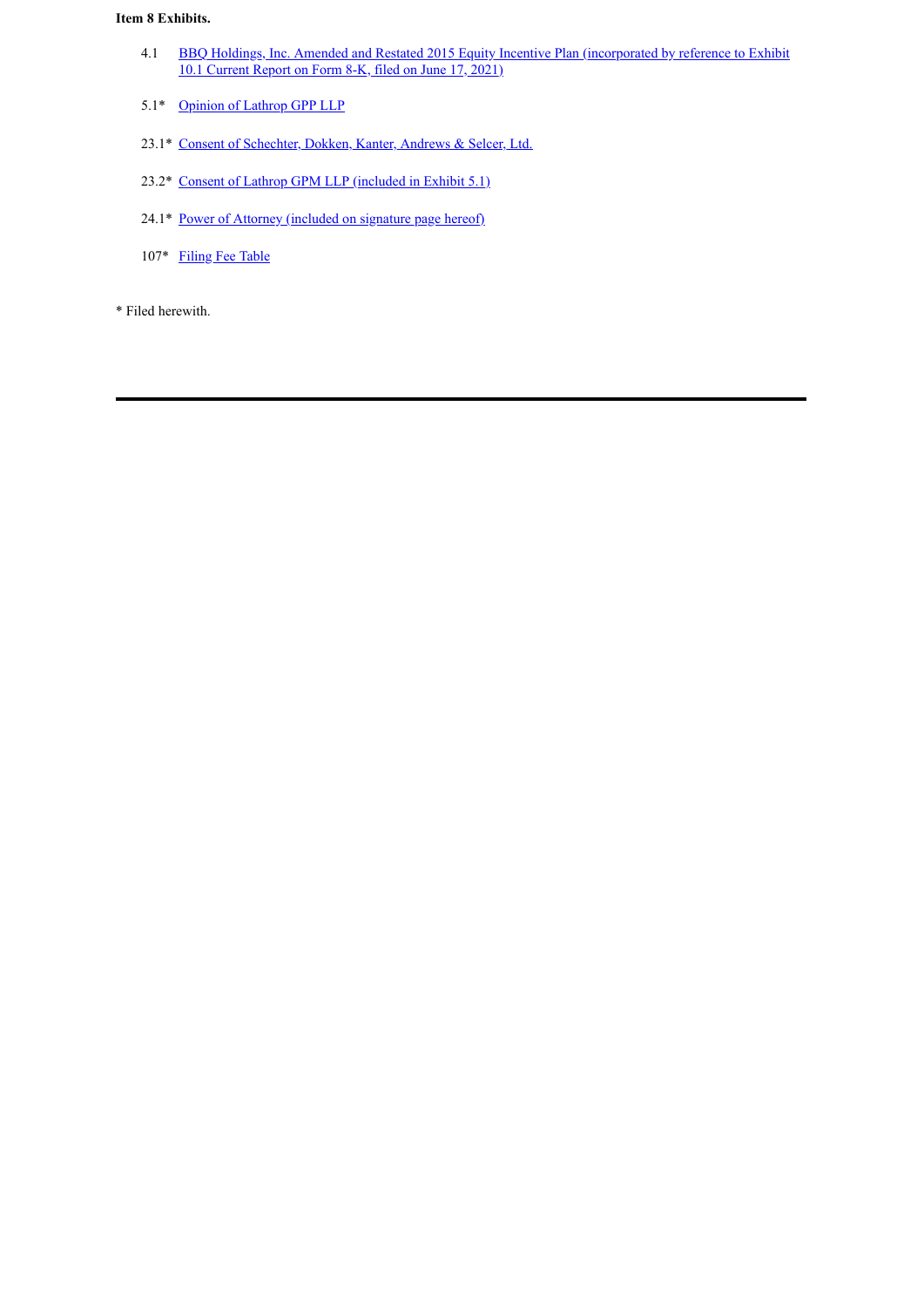**Item 8 Exhibits.**

| | |
|---|---|
| 4.1 | BBQ Holdings, Inc. Amended and Restated 2015 Equity Incentive Plan (incorporated by reference to Exhibit 10.1 Current Report on Form 8-K, filed on June 17, 2021) |
| 5.1* | Opinion of Lathrop GPP LLP |
| 23.1* | Consent of Schechter, Dokken, Kanter, Andrews & Selcer, Ltd. |
| 23.2* | Consent of Lathrop GPM LLP (included in Exhibit 5.1) |
| 24.1* | Power of Attorney (included on signature page hereof) |
| 107* | Filing Fee Table |

* Filed herewith.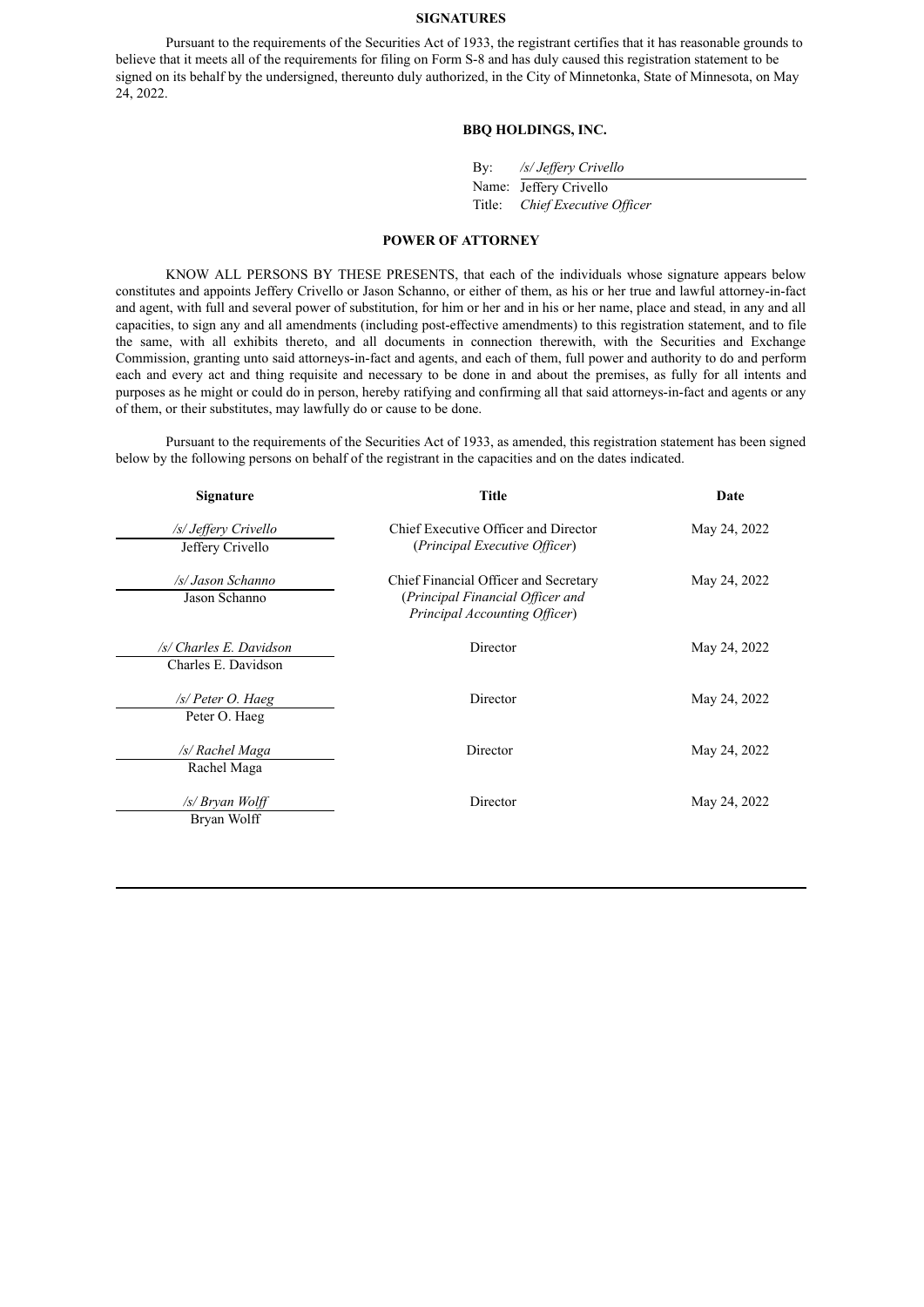## SIGNATURES

Pursuant to the requirements of the Securities Act of 1933, the registrant certifies that it has reasonable grounds to believe that it meets all of the requirements for filing on Form S-8 and has duly caused this registration statement to be signed on its behalf by the undersigned, thereunto duly authorized, in the City of Minnetonka, State of Minnesota, on May 24, 2022.

**BBQ HOLDINGS, INC.**

By: */s/ Jeffery Crivello*
Name: Jeffery Crivello
Title: *Chief Executive Officer*

## POWER OF ATTORNEY

KNOW ALL PERSONS BY THESE PRESENTS, that each of the individuals whose signature appears below constitutes and appoints Jeffery Crivello or Jason Schanno, or either of them, as his or her true and lawful attorney-in-fact and agent, with full and several power of substitution, for him or her and in his or her name, place and stead, in any and all capacities, to sign any and all amendments (including post-effective amendments) to this registration statement, and to file the same, with all exhibits thereto, and all documents in connection therewith, with the Securities and Exchange Commission, granting unto said attorneys-in-fact and agents, and each of them, full power and authority to do and perform each and every act and thing requisite and necessary to be done in and about the premises, as fully for all intents and purposes as he might or could do in person, hereby ratifying and confirming all that said attorneys-in-fact and agents or any of them, or their substitutes, may lawfully do or cause to be done.

Pursuant to the requirements of the Securities Act of 1933, as amended, this registration statement has been signed below by the following persons on behalf of the registrant in the capacities and on the dates indicated.

| Signature | Title | Date |
|---|---|---|
| */s/ Jeffery Crivello*<br>Jeffery Crivello | Chief Executive Officer and Director<br>(*Principal Executive Officer*) | May 24, 2022 |
| */s/ Jason Schanno*<br>Jason Schanno | Chief Financial Officer and Secretary<br>(*Principal Financial Officer and Principal Accounting Officer*) | May 24, 2022 |
| */s/ Charles E. Davidson*<br>Charles E. Davidson | Director | May 24, 2022 |
| */s/ Peter O. Haeg*<br>Peter O. Haeg | Director | May 24, 2022 |
| */s/ Rachel Maga*<br>Rachel Maga | Director | May 24, 2022 |
| */s/ Bryan Wolff*<br>Bryan Wolff | Director | May 24, 2022 |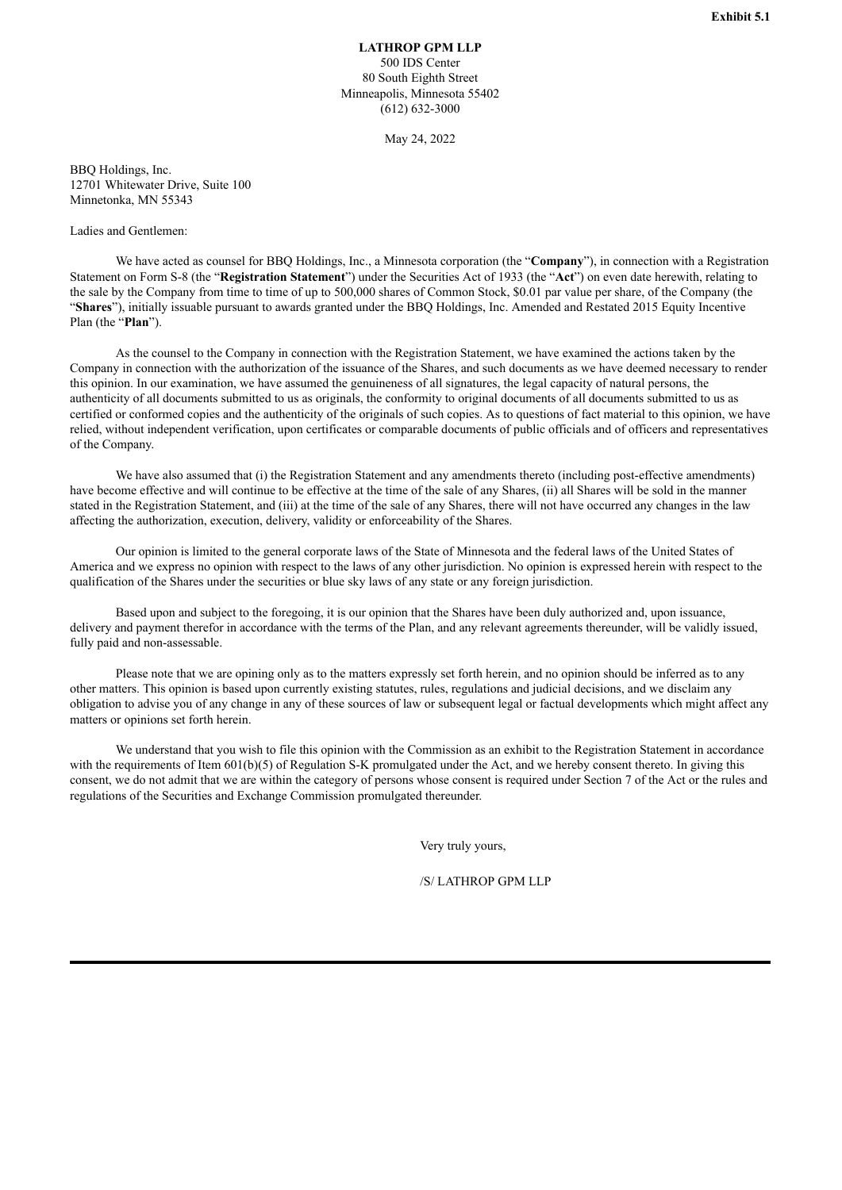**Exhibit 5.1**

**LATHROP GPM LLP**
500 IDS Center
80 South Eighth Street
Minneapolis, Minnesota 55402
(612) 632-3000

May 24, 2022

BBQ Holdings, Inc.
12701 Whitewater Drive, Suite 100
Minnetonka, MN 55343

Ladies and Gentlemen:

We have acted as counsel for BBQ Holdings, Inc., a Minnesota corporation (the "**Company**"), in connection with a Registration Statement on Form S-8 (the "**Registration Statement**") under the Securities Act of 1933 (the "**Act**") on even date herewith, relating to the sale by the Company from time to time of up to 500,000 shares of Common Stock, $0.01 par value per share, of the Company (the "**Shares**"), initially issuable pursuant to awards granted under the BBQ Holdings, Inc. Amended and Restated 2015 Equity Incentive Plan (the "**Plan**").

As the counsel to the Company in connection with the Registration Statement, we have examined the actions taken by the Company in connection with the authorization of the issuance of the Shares, and such documents as we have deemed necessary to render this opinion. In our examination, we have assumed the genuineness of all signatures, the legal capacity of natural persons, the authenticity of all documents submitted to us as originals, the conformity to original documents of all documents submitted to us as certified or conformed copies and the authenticity of the originals of such copies. As to questions of fact material to this opinion, we have relied, without independent verification, upon certificates or comparable documents of public officials and of officers and representatives of the Company.

We have also assumed that (i) the Registration Statement and any amendments thereto (including post-effective amendments) have become effective and will continue to be effective at the time of the sale of any Shares, (ii) all Shares will be sold in the manner stated in the Registration Statement, and (iii) at the time of the sale of any Shares, there will not have occurred any changes in the law affecting the authorization, execution, delivery, validity or enforceability of the Shares.

Our opinion is limited to the general corporate laws of the State of Minnesota and the federal laws of the United States of America and we express no opinion with respect to the laws of any other jurisdiction. No opinion is expressed herein with respect to the qualification of the Shares under the securities or blue sky laws of any state or any foreign jurisdiction.

Based upon and subject to the foregoing, it is our opinion that the Shares have been duly authorized and, upon issuance, delivery and payment therefor in accordance with the terms of the Plan, and any relevant agreements thereunder, will be validly issued, fully paid and non-assessable.

Please note that we are opining only as to the matters expressly set forth herein, and no opinion should be inferred as to any other matters. This opinion is based upon currently existing statutes, rules, regulations and judicial decisions, and we disclaim any obligation to advise you of any change in any of these sources of law or subsequent legal or factual developments which might affect any matters or opinions set forth herein.

We understand that you wish to file this opinion with the Commission as an exhibit to the Registration Statement in accordance with the requirements of Item 601(b)(5) of Regulation S-K promulgated under the Act, and we hereby consent thereto. In giving this consent, we do not admit that we are within the category of persons whose consent is required under Section 7 of the Act or the rules and regulations of the Securities and Exchange Commission promulgated thereunder.

Very truly yours,

/S/ LATHROP GPM LLP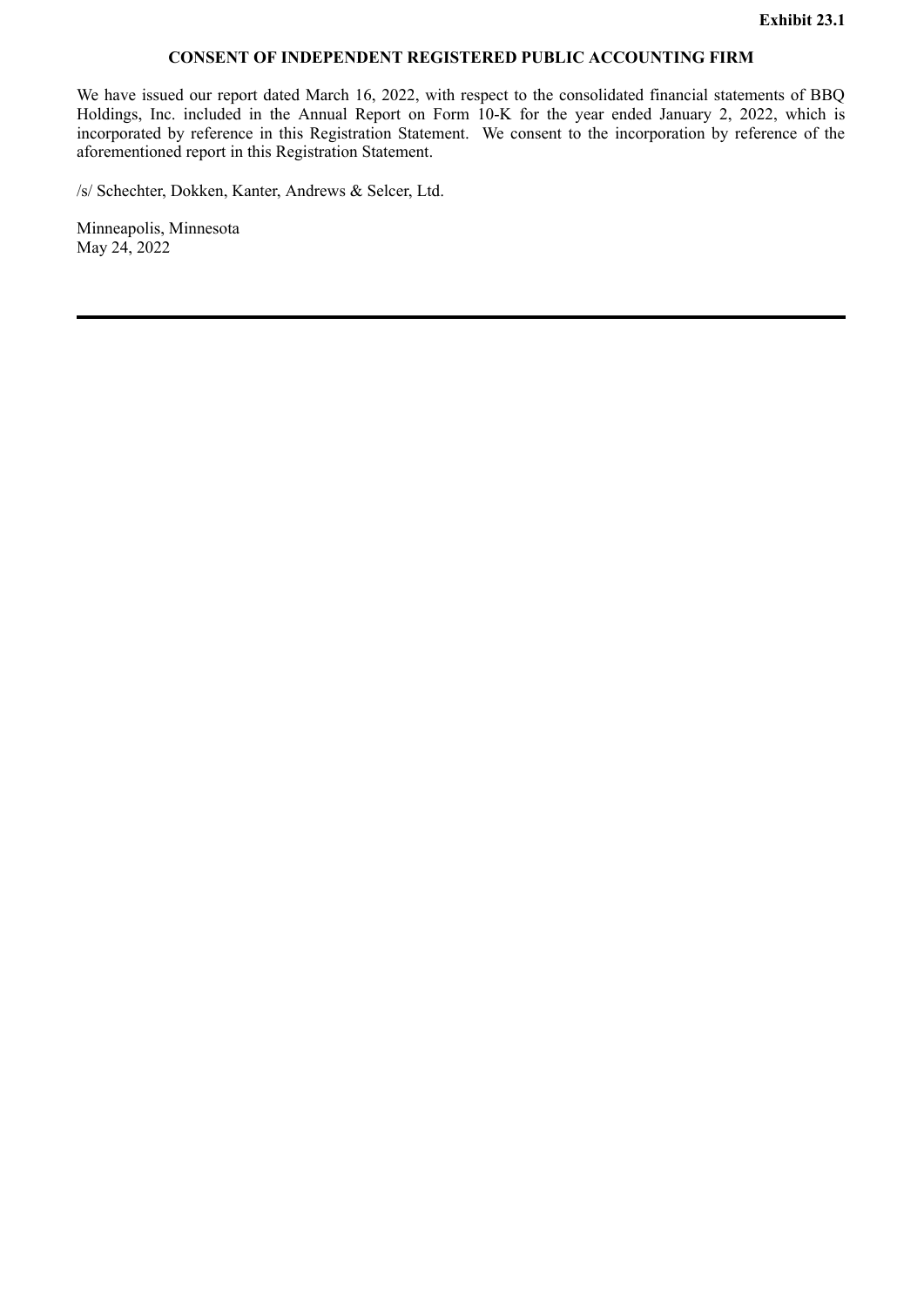**Exhibit 23.1**

# CONSENT OF INDEPENDENT REGISTERED PUBLIC ACCOUNTING FIRM

We have issued our report dated March 16, 2022, with respect to the consolidated financial statements of BBQ Holdings, Inc. included in the Annual Report on Form 10-K for the year ended January 2, 2022, which is incorporated by reference in this Registration Statement. We consent to the incorporation by reference of the aforementioned report in this Registration Statement.

/s/ Schechter, Dokken, Kanter, Andrews & Selcer, Ltd.

Minneapolis, Minnesota
May 24, 2022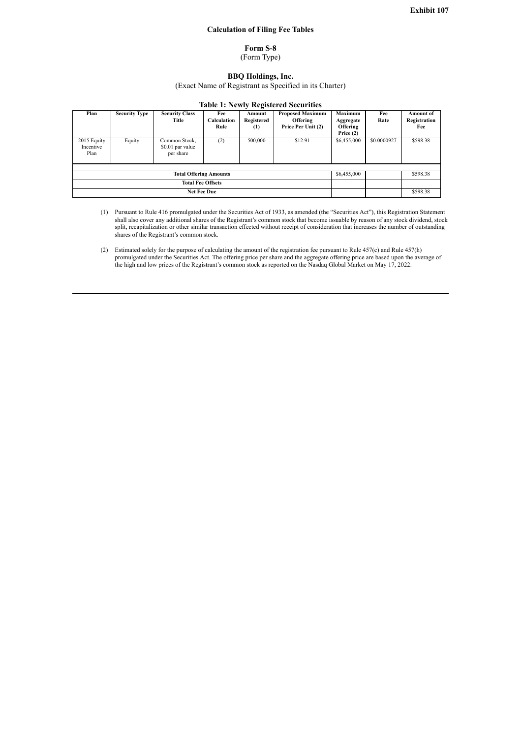**Exhibit 107**

## Calculation of Filing Fee Tables

**Form S-8**
(Form Type)

**BBQ Holdings, Inc.**
(Exact Name of Registrant as Specified in its Charter)

**Table 1: Newly Registered Securities**

| Plan | Security Type | Security Class Title | Fee Calculation Rule | Amount Registered (1) | Proposed Maximum Offering Price Per Unit (2) | Maximum Aggregate Offering Price (2) | Fee Rate | Amount of Registration Fee |
|---|---|---|---|---|---|---|---|---|
| 2015 Equity Incentive Plan | Equity | Common Stock, $0.01 par value per share | (2) | 500,000 | $12.91 | $6,455,000 | $0.0000927 | $598.38 |
| Total Offering Amounts | | | | | | $6,455,000 | | $598.38 |
| Total Fee Offsets | | | | | | | | |
| Net Fee Due | | | | | | | | $598.38 |

(1) Pursuant to Rule 416 promulgated under the Securities Act of 1933, as amended (the "Securities Act"), this Registration Statement shall also cover any additional shares of the Registrant's common stock that become issuable by reason of any stock dividend, stock split, recapitalization or other similar transaction effected without receipt of consideration that increases the number of outstanding shares of the Registrant's common stock.

(2) Estimated solely for the purpose of calculating the amount of the registration fee pursuant to Rule 457(c) and Rule 457(h) promulgated under the Securities Act. The offering price per share and the aggregate offering price are based upon the average of the high and low prices of the Registrant's common stock as reported on the Nasdaq Global Market on May 17, 2022.